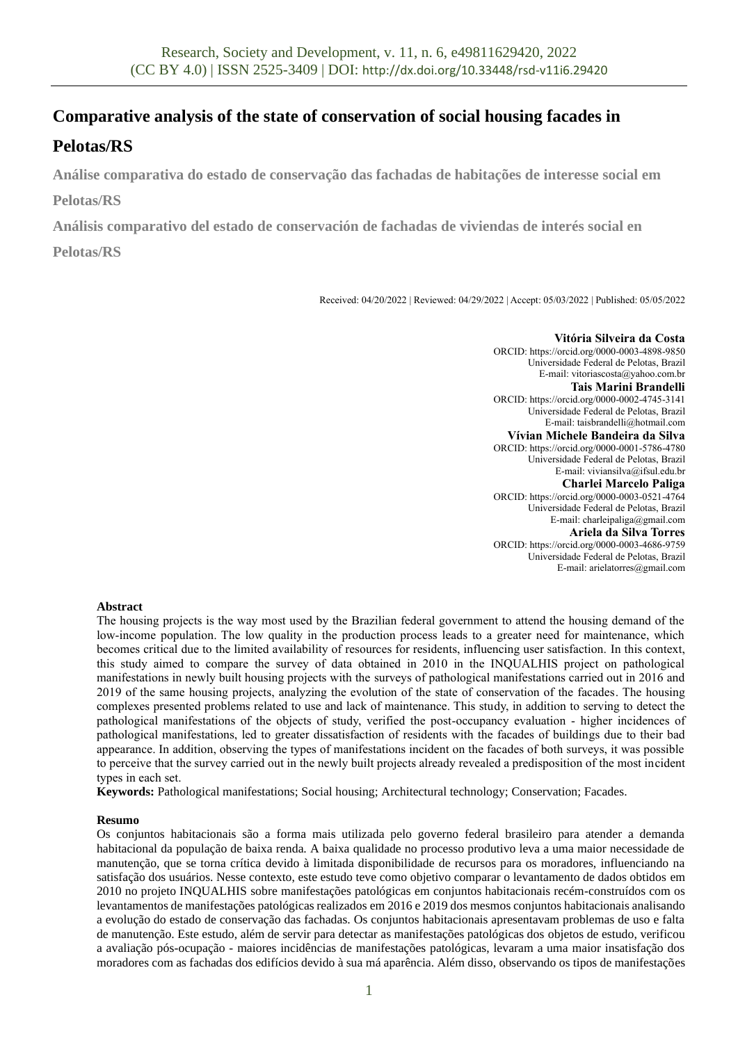# Comparative analysis of the state of conservation of social housing facades in Pelotas/RS

**Análise comparativa do estado de conservação das fachadas de habitações de interesse social em Pelotas/RS**

**Análisis comparativo del estado de conservación de fachadas de viviendas de interés social en Pelotas/RS**

Received: 04/20/2022 | Reviewed: 04/29/2022 | Accept: 05/03/2022 | Published: 05/05/2022

**Vitória Silveira da Costa**
ORCID: https://orcid.org/0000-0003-4898-9850
Universidade Federal de Pelotas, Brazil
E-mail: vitoriascosta@yahoo.com.br

**Tais Marini Brandelli**
ORCID: https://orcid.org/0000-0002-4745-3141
Universidade Federal de Pelotas, Brazil
E-mail: taisbrandelli@hotmail.com

**Vívian Michele Bandeira da Silva**
ORCID: https://orcid.org/0000-0001-5786-4780
Universidade Federal de Pelotas, Brazil
E-mail: viviansilva@ifsul.edu.br

**Charlei Marcelo Paliga**
ORCID: https://orcid.org/0000-0003-0521-4764
Universidade Federal de Pelotas, Brazil
E-mail: charleipaliga@gmail.com

**Ariela da Silva Torres**
ORCID: https://orcid.org/0000-0003-4686-9759
Universidade Federal de Pelotas, Brazil
E-mail: arielatorres@gmail.com

**Abstract**

The housing projects is the way most used by the Brazilian federal government to attend the housing demand of the low-income population. The low quality in the production process leads to a greater need for maintenance, which becomes critical due to the limited availability of resources for residents, influencing user satisfaction. In this context, this study aimed to compare the survey of data obtained in 2010 in the INQUALHIS project on pathological manifestations in newly built housing projects with the surveys of pathological manifestations carried out in 2016 and 2019 of the same housing projects, analyzing the evolution of the state of conservation of the facades. The housing complexes presented problems related to use and lack of maintenance. This study, in addition to serving to detect the pathological manifestations of the objects of study, verified the post-occupancy evaluation - higher incidences of pathological manifestations, led to greater dissatisfaction of residents with the facades of buildings due to their bad appearance. In addition, observing the types of manifestations incident on the facades of both surveys, it was possible to perceive that the survey carried out in the newly built projects already revealed a predisposition of the most incident types in each set.

**Keywords:** Pathological manifestations; Social housing; Architectural technology; Conservation; Facades.

**Resumo**

Os conjuntos habitacionais são a forma mais utilizada pelo governo federal brasileiro para atender a demanda habitacional da população de baixa renda. A baixa qualidade no processo produtivo leva a uma maior necessidade de manutenção, que se torna crítica devido à limitada disponibilidade de recursos para os moradores, influenciando na satisfação dos usuários. Nesse contexto, este estudo teve como objetivo comparar o levantamento de dados obtidos em 2010 no projeto INQUALHIS sobre manifestações patológicas em conjuntos habitacionais recém-construídos com os levantamentos de manifestações patológicas realizados em 2016 e 2019 dos mesmos conjuntos habitacionais analisando a evolução do estado de conservação das fachadas. Os conjuntos habitacionais apresentavam problemas de uso e falta de manutenção. Este estudo, além de servir para detectar as manifestações patológicas dos objetos de estudo, verificou a avaliação pós-ocupação - maiores incidências de manifestações patológicas, levaram a uma maior insatisfação dos moradores com as fachadas dos edifícios devido à sua má aparência. Além disso, observando os tipos de manifestações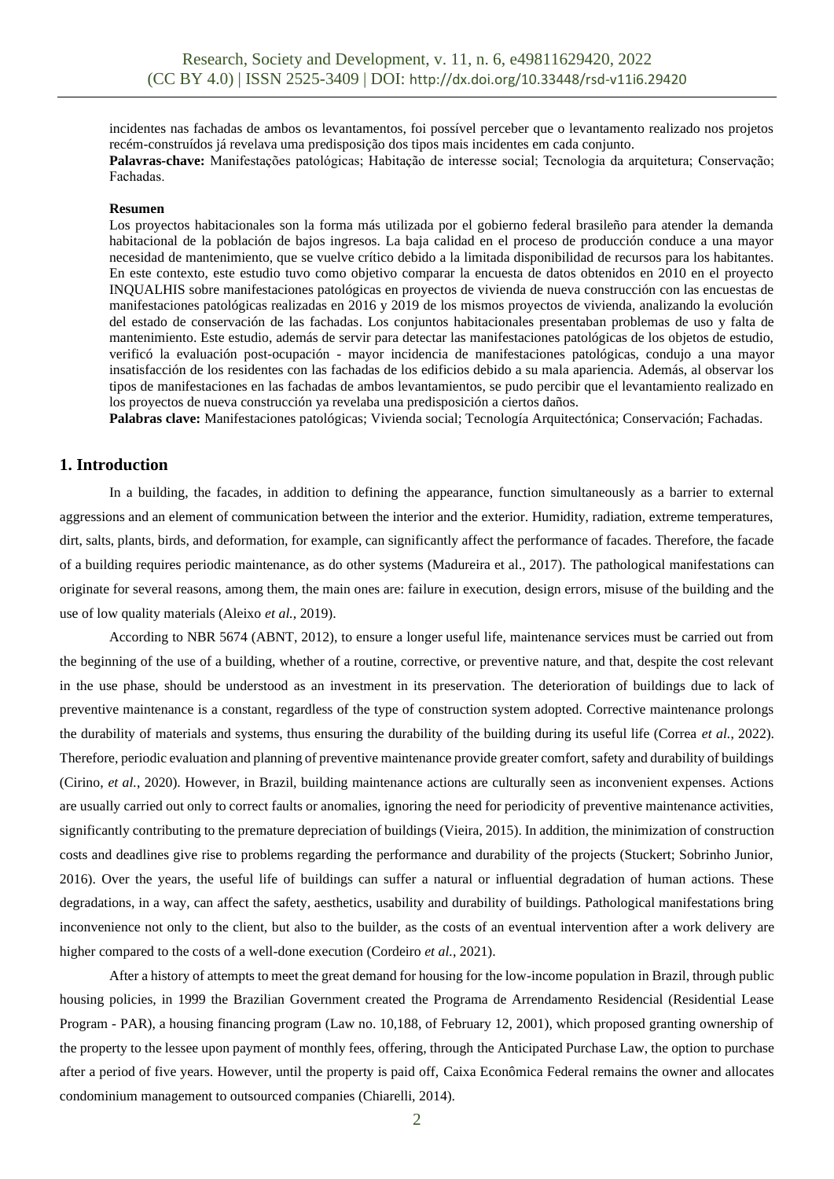incidentes nas fachadas de ambos os levantamentos, foi possível perceber que o levantamento realizado nos projetos recém-construídos já revelava uma predisposição dos tipos mais incidentes em cada conjunto.

**Palavras-chave:** Manifestações patológicas; Habitação de interesse social; Tecnologia da arquitetura; Conservação; Fachadas.

**Resumen**

Los proyectos habitacionales son la forma más utilizada por el gobierno federal brasileño para atender la demanda habitacional de la población de bajos ingresos. La baja calidad en el proceso de producción conduce a una mayor necesidad de mantenimiento, que se vuelve crítico debido a la limitada disponibilidad de recursos para los habitantes. En este contexto, este estudio tuvo como objetivo comparar la encuesta de datos obtenidos en 2010 en el proyecto INQUALHIS sobre manifestaciones patológicas en proyectos de vivienda de nueva construcción con las encuestas de manifestaciones patológicas realizadas en 2016 y 2019 de los mismos proyectos de vivienda, analizando la evolución del estado de conservación de las fachadas. Los conjuntos habitacionales presentaban problemas de uso y falta de mantenimiento. Este estudio, además de servir para detectar las manifestaciones patológicas de los objetos de estudio, verificó la evaluación post-ocupación - mayor incidencia de manifestaciones patológicas, condujo a una mayor insatisfacción de los residentes con las fachadas de los edificios debido a su mala apariencia. Además, al observar los tipos de manifestaciones en las fachadas de ambos levantamientos, se pudo percibir que el levantamiento realizado en los proyectos de nueva construcción ya revelaba una predisposición a ciertos daños.

**Palabras clave:** Manifestaciones patológicas; Vivienda social; Tecnología Arquitectónica; Conservación; Fachadas.

## 1. Introduction

In a building, the facades, in addition to defining the appearance, function simultaneously as a barrier to external aggressions and an element of communication between the interior and the exterior. Humidity, radiation, extreme temperatures, dirt, salts, plants, birds, and deformation, for example, can significantly affect the performance of facades. Therefore, the facade of a building requires periodic maintenance, as do other systems (Madureira et al., 2017). The pathological manifestations can originate for several reasons, among them, the main ones are: failure in execution, design errors, misuse of the building and the use of low quality materials (Aleixo *et al.*, 2019).

According to NBR 5674 (ABNT, 2012), to ensure a longer useful life, maintenance services must be carried out from the beginning of the use of a building, whether of a routine, corrective, or preventive nature, and that, despite the cost relevant in the use phase, should be understood as an investment in its preservation. The deterioration of buildings due to lack of preventive maintenance is a constant, regardless of the type of construction system adopted. Corrective maintenance prolongs the durability of materials and systems, thus ensuring the durability of the building during its useful life (Correa *et al.*, 2022). Therefore, periodic evaluation and planning of preventive maintenance provide greater comfort, safety and durability of buildings (Cirino, *et al.*, 2020). However, in Brazil, building maintenance actions are culturally seen as inconvenient expenses. Actions are usually carried out only to correct faults or anomalies, ignoring the need for periodicity of preventive maintenance activities, significantly contributing to the premature depreciation of buildings (Vieira, 2015). In addition, the minimization of construction costs and deadlines give rise to problems regarding the performance and durability of the projects (Stuckert; Sobrinho Junior, 2016). Over the years, the useful life of buildings can suffer a natural or influential degradation of human actions. These degradations, in a way, can affect the safety, aesthetics, usability and durability of buildings. Pathological manifestations bring inconvenience not only to the client, but also to the builder, as the costs of an eventual intervention after a work delivery are higher compared to the costs of a well-done execution (Cordeiro *et al.*, 2021).

After a history of attempts to meet the great demand for housing for the low-income population in Brazil, through public housing policies, in 1999 the Brazilian Government created the Programa de Arrendamento Residencial (Residential Lease Program - PAR), a housing financing program (Law no. 10,188, of February 12, 2001), which proposed granting ownership of the property to the lessee upon payment of monthly fees, offering, through the Anticipated Purchase Law, the option to purchase after a period of five years. However, until the property is paid off, Caixa Econômica Federal remains the owner and allocates condominium management to outsourced companies (Chiarelli, 2014).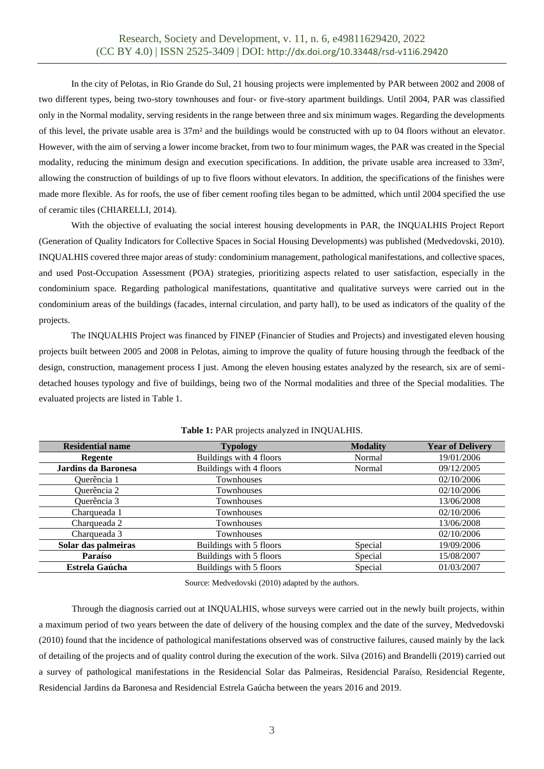In the city of Pelotas, in Rio Grande do Sul, 21 housing projects were implemented by PAR between 2002 and 2008 of two different types, being two-story townhouses and four- or five-story apartment buildings. Until 2004, PAR was classified only in the Normal modality, serving residents in the range between three and six minimum wages. Regarding the developments of this level, the private usable area is 37m² and the buildings would be constructed with up to 04 floors without an elevator. However, with the aim of serving a lower income bracket, from two to four minimum wages, the PAR was created in the Special modality, reducing the minimum design and execution specifications. In addition, the private usable area increased to 33m², allowing the construction of buildings of up to five floors without elevators. In addition, the specifications of the finishes were made more flexible. As for roofs, the use of fiber cement roofing tiles began to be admitted, which until 2004 specified the use of ceramic tiles (CHIARELLI, 2014).

With the objective of evaluating the social interest housing developments in PAR, the INQUALHIS Project Report (Generation of Quality Indicators for Collective Spaces in Social Housing Developments) was published (Medvedovski, 2010). INQUALHIS covered three major areas of study: condominium management, pathological manifestations, and collective spaces, and used Post-Occupation Assessment (POA) strategies, prioritizing aspects related to user satisfaction, especially in the condominium space. Regarding pathological manifestations, quantitative and qualitative surveys were carried out in the condominium areas of the buildings (facades, internal circulation, and party hall), to be used as indicators of the quality of the projects.

The INQUALHIS Project was financed by FINEP (Financier of Studies and Projects) and investigated eleven housing projects built between 2005 and 2008 in Pelotas, aiming to improve the quality of future housing through the feedback of the design, construction, management process I just. Among the eleven housing estates analyzed by the research, six are of semi-detached houses typology and five of buildings, being two of the Normal modalities and three of the Special modalities. The evaluated projects are listed in Table 1.

**Table 1:** PAR projects analyzed in INQUALHIS.

| Residential name | Typology | Modality | Year of Delivery |
|---|---|---|---|
| **Regente** | Buildings with 4 floors | Normal | 19/01/2006 |
| **Jardins da Baronesa** | Buildings with 4 floors | Normal | 09/12/2005 |
| Querência 1 | Townhouses | | 02/10/2006 |
| Querência 2 | Townhouses | | 02/10/2006 |
| Querência 3 | Townhouses | | 13/06/2008 |
| Charqueada 1 | Townhouses | | 02/10/2006 |
| Charqueada 2 | Townhouses | | 13/06/2008 |
| Charqueada 3 | Townhouses | | 02/10/2006 |
| **Solar das palmeiras** | Buildings with 5 floors | Special | 19/09/2006 |
| **Paraíso** | Buildings with 5 floors | Special | 15/08/2007 |
| **Estrela Gaúcha** | Buildings with 5 floors | Special | 01/03/2007 |

Source: Medvedovski (2010) adapted by the authors.

Through the diagnosis carried out at INQUALHIS, whose surveys were carried out in the newly built projects, within a maximum period of two years between the date of delivery of the housing complex and the date of the survey, Medvedovski (2010) found that the incidence of pathological manifestations observed was of constructive failures, caused mainly by the lack of detailing of the projects and of quality control during the execution of the work. Silva (2016) and Brandelli (2019) carried out a survey of pathological manifestations in the Residencial Solar das Palmeiras, Residencial Paraíso, Residencial Regente, Residencial Jardins da Baronesa and Residencial Estrela Gaúcha between the years 2016 and 2019.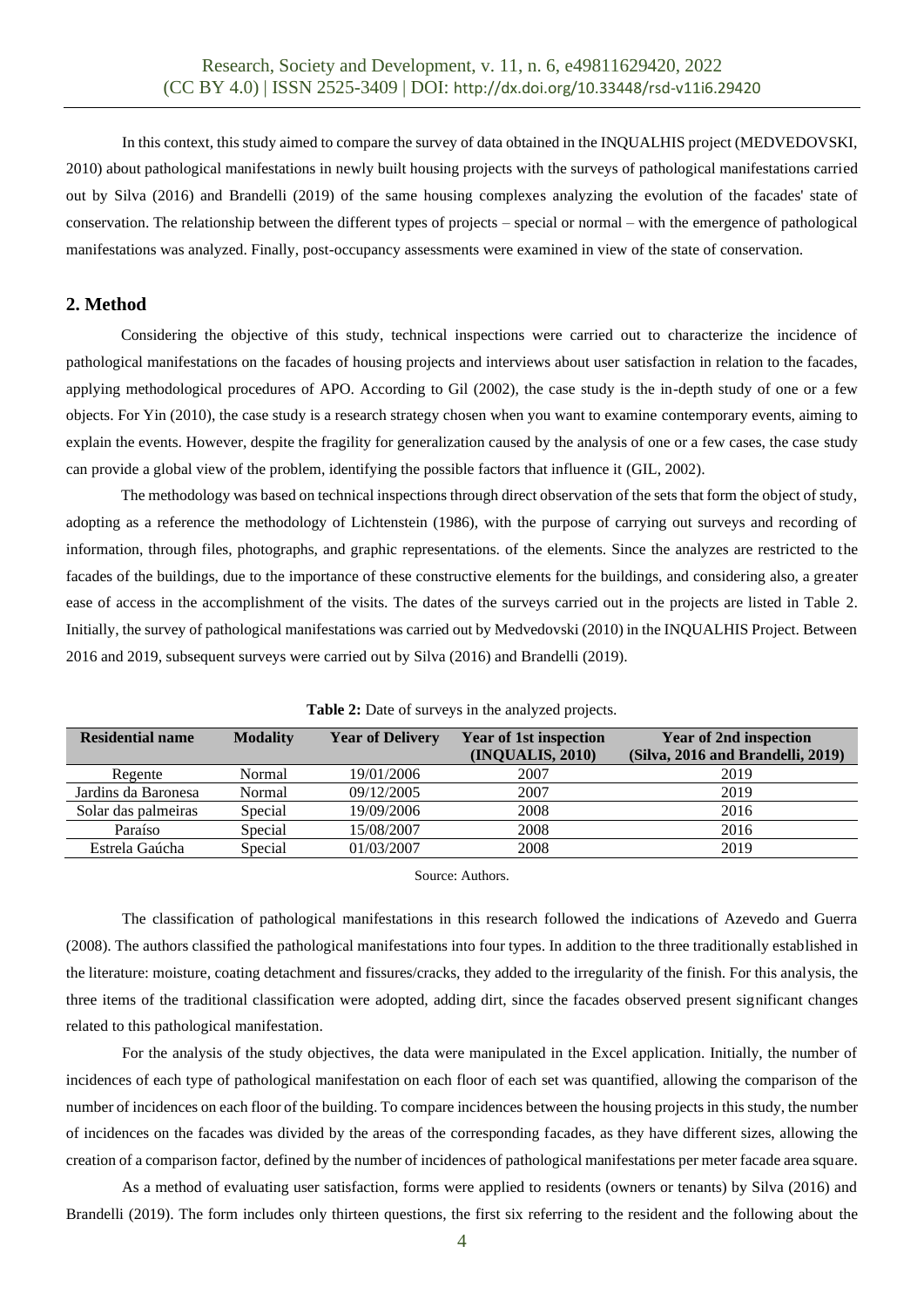In this context, this study aimed to compare the survey of data obtained in the INQUALHIS project (MEDVEDOVSKI, 2010) about pathological manifestations in newly built housing projects with the surveys of pathological manifestations carried out by Silva (2016) and Brandelli (2019) of the same housing complexes analyzing the evolution of the facades' state of conservation. The relationship between the different types of projects – special or normal – with the emergence of pathological manifestations was analyzed. Finally, post-occupancy assessments were examined in view of the state of conservation.

## 2. Method

Considering the objective of this study, technical inspections were carried out to characterize the incidence of pathological manifestations on the facades of housing projects and interviews about user satisfaction in relation to the facades, applying methodological procedures of APO. According to Gil (2002), the case study is the in-depth study of one or a few objects. For Yin (2010), the case study is a research strategy chosen when you want to examine contemporary events, aiming to explain the events. However, despite the fragility for generalization caused by the analysis of one or a few cases, the case study can provide a global view of the problem, identifying the possible factors that influence it (GIL, 2002).

The methodology was based on technical inspections through direct observation of the sets that form the object of study, adopting as a reference the methodology of Lichtenstein (1986), with the purpose of carrying out surveys and recording of information, through files, photographs, and graphic representations. of the elements. Since the analyzes are restricted to the facades of the buildings, due to the importance of these constructive elements for the buildings, and considering also, a greater ease of access in the accomplishment of the visits. The dates of the surveys carried out in the projects are listed in Table 2. Initially, the survey of pathological manifestations was carried out by Medvedovski (2010) in the INQUALHIS Project. Between 2016 and 2019, subsequent surveys were carried out by Silva (2016) and Brandelli (2019).

**Table 2:** Date of surveys in the analyzed projects.

| Residential name | Modality | Year of Delivery | Year of 1st inspection (INQUALIS, 2010) | Year of 2nd inspection (Silva, 2016 and Brandelli, 2019) |
|---|---|---|---|---|
| Regente | Normal | 19/01/2006 | 2007 | 2019 |
| Jardins da Baronesa | Normal | 09/12/2005 | 2007 | 2019 |
| Solar das palmeiras | Special | 19/09/2006 | 2008 | 2016 |
| Paraíso | Special | 15/08/2007 | 2008 | 2016 |
| Estrela Gaúcha | Special | 01/03/2007 | 2008 | 2019 |

Source: Authors.

The classification of pathological manifestations in this research followed the indications of Azevedo and Guerra (2008). The authors classified the pathological manifestations into four types. In addition to the three traditionally established in the literature: moisture, coating detachment and fissures/cracks, they added to the irregularity of the finish. For this analysis, the three items of the traditional classification were adopted, adding dirt, since the facades observed present significant changes related to this pathological manifestation.

For the analysis of the study objectives, the data were manipulated in the Excel application. Initially, the number of incidences of each type of pathological manifestation on each floor of each set was quantified, allowing the comparison of the number of incidences on each floor of the building. To compare incidences between the housing projects in this study, the number of incidences on the facades was divided by the areas of the corresponding facades, as they have different sizes, allowing the creation of a comparison factor, defined by the number of incidences of pathological manifestations per meter facade area square.

As a method of evaluating user satisfaction, forms were applied to residents (owners or tenants) by Silva (2016) and Brandelli (2019). The form includes only thirteen questions, the first six referring to the resident and the following about the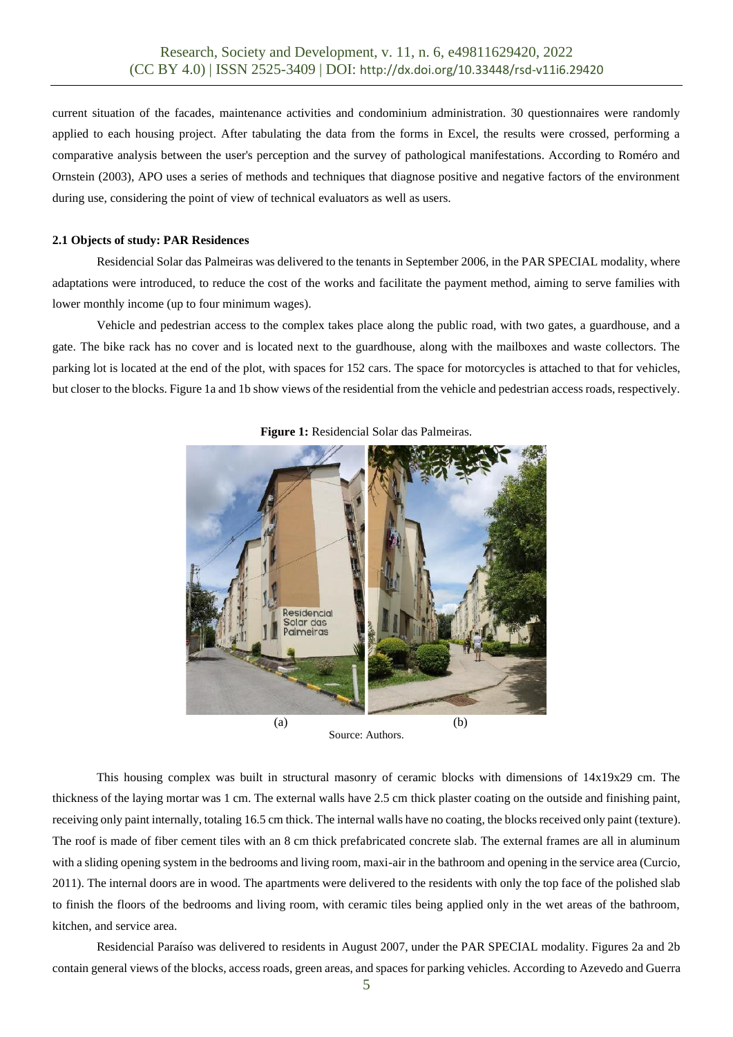current situation of the facades, maintenance activities and condominium administration. 30 questionnaires were randomly applied to each housing project. After tabulating the data from the forms in Excel, the results were crossed, performing a comparative analysis between the user's perception and the survey of pathological manifestations. According to Roméro and Ornstein (2003), APO uses a series of methods and techniques that diagnose positive and negative factors of the environment during use, considering the point of view of technical evaluators as well as users.

### 2.1 Objects of study: PAR Residences

Residencial Solar das Palmeiras was delivered to the tenants in September 2006, in the PAR SPECIAL modality, where adaptations were introduced, to reduce the cost of the works and facilitate the payment method, aiming to serve families with lower monthly income (up to four minimum wages).

Vehicle and pedestrian access to the complex takes place along the public road, with two gates, a guardhouse, and a gate. The bike rack has no cover and is located next to the guardhouse, along with the mailboxes and waste collectors. The parking lot is located at the end of the plot, with spaces for 152 cars. The space for motorcycles is attached to that for vehicles, but closer to the blocks. Figure 1a and 1b show views of the residential from the vehicle and pedestrian access roads, respectively.

**Figure 1:** Residencial Solar das Palmeiras.

(a) (b)

Source: Authors.

This housing complex was built in structural masonry of ceramic blocks with dimensions of 14x19x29 cm. The thickness of the laying mortar was 1 cm. The external walls have 2.5 cm thick plaster coating on the outside and finishing paint, receiving only paint internally, totaling 16.5 cm thick. The internal walls have no coating, the blocks received only paint (texture). The roof is made of fiber cement tiles with an 8 cm thick prefabricated concrete slab. The external frames are all in aluminum with a sliding opening system in the bedrooms and living room, maxi-air in the bathroom and opening in the service area (Curcio, 2011). The internal doors are in wood. The apartments were delivered to the residents with only the top face of the polished slab to finish the floors of the bedrooms and living room, with ceramic tiles being applied only in the wet areas of the bathroom, kitchen, and service area.

Residencial Paraíso was delivered to residents in August 2007, under the PAR SPECIAL modality. Figures 2a and 2b contain general views of the blocks, access roads, green areas, and spaces for parking vehicles. According to Azevedo and Guerra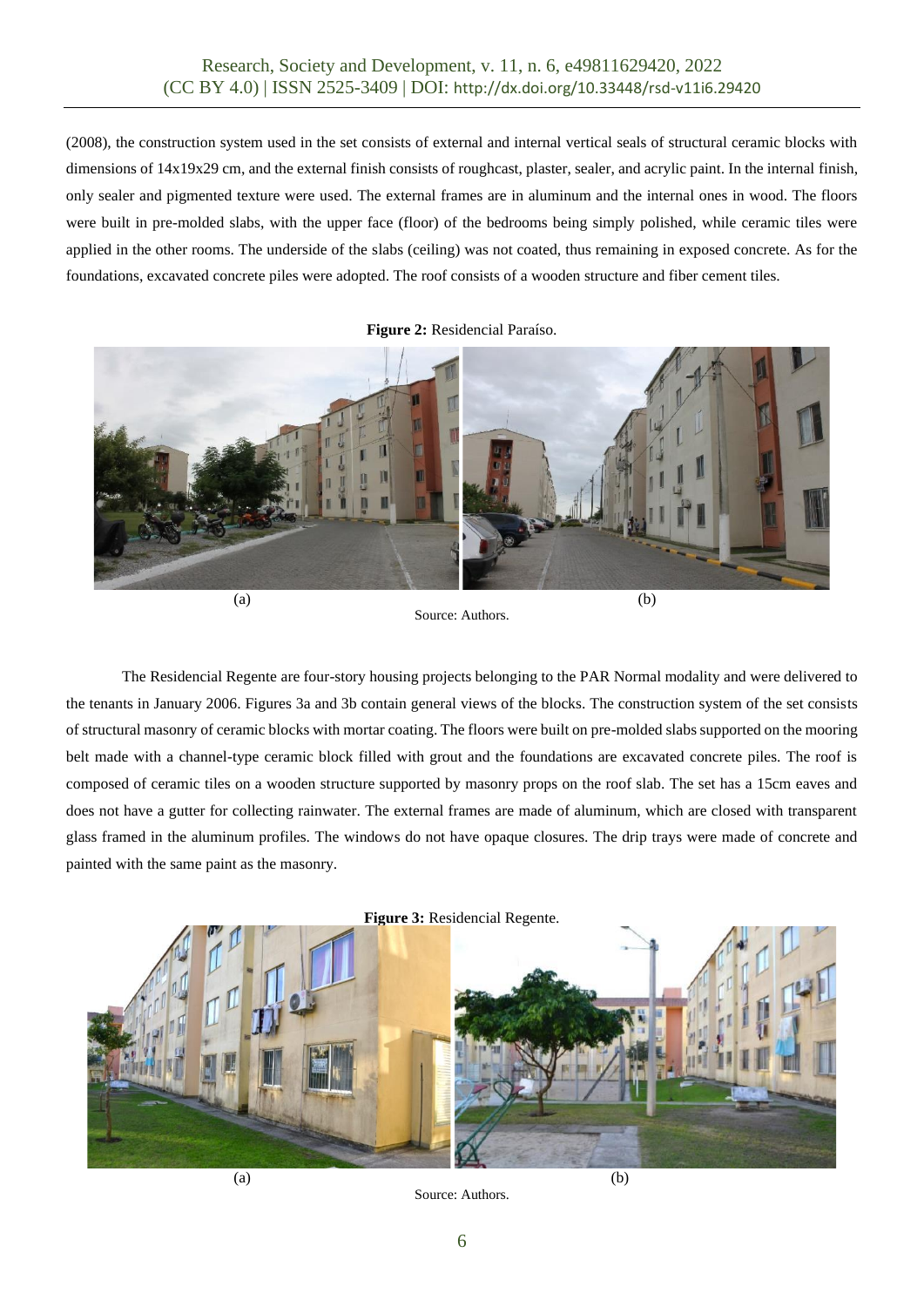(2008), the construction system used in the set consists of external and internal vertical seals of structural ceramic blocks with dimensions of 14x19x29 cm, and the external finish consists of roughcast, plaster, sealer, and acrylic paint. In the internal finish, only sealer and pigmented texture were used. The external frames are in aluminum and the internal ones in wood. The floors were built in pre-molded slabs, with the upper face (floor) of the bedrooms being simply polished, while ceramic tiles were applied in the other rooms. The underside of the slabs (ceiling) was not coated, thus remaining in exposed concrete. As for the foundations, excavated concrete piles were adopted. The roof consists of a wooden structure and fiber cement tiles.

**Figure 2:** Residencial Paraíso.

(a) (b)

Source: Authors.

The Residencial Regente are four-story housing projects belonging to the PAR Normal modality and were delivered to the tenants in January 2006. Figures 3a and 3b contain general views of the blocks. The construction system of the set consists of structural masonry of ceramic blocks with mortar coating. The floors were built on pre-molded slabs supported on the mooring belt made with a channel-type ceramic block filled with grout and the foundations are excavated concrete piles. The roof is composed of ceramic tiles on a wooden structure supported by masonry props on the roof slab. The set has a 15cm eaves and does not have a gutter for collecting rainwater. The external frames are made of aluminum, which are closed with transparent glass framed in the aluminum profiles. The windows do not have opaque closures. The drip trays were made of concrete and painted with the same paint as the masonry.

**Figure 3:** Residencial Regente.

(a) (b)

Source: Authors.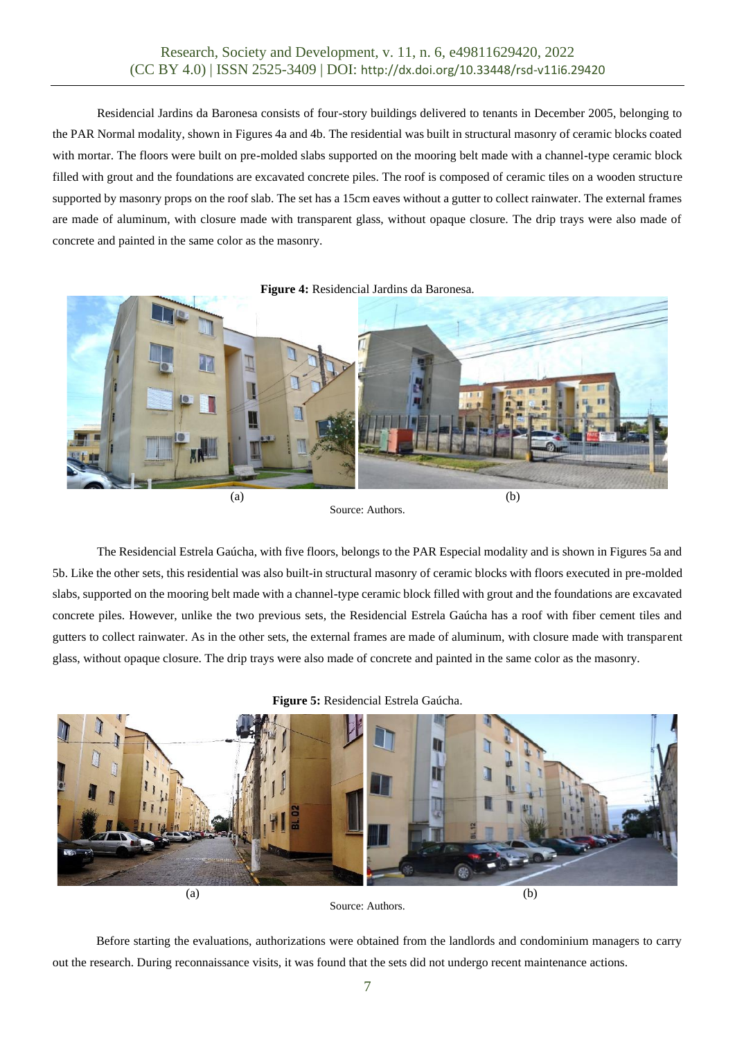Residencial Jardins da Baronesa consists of four-story buildings delivered to tenants in December 2005, belonging to the PAR Normal modality, shown in Figures 4a and 4b. The residential was built in structural masonry of ceramic blocks coated with mortar. The floors were built on pre-molded slabs supported on the mooring belt made with a channel-type ceramic block filled with grout and the foundations are excavated concrete piles. The roof is composed of ceramic tiles on a wooden structure supported by masonry props on the roof slab. The set has a 15cm eaves without a gutter to collect rainwater. The external frames are made of aluminum, with closure made with transparent glass, without opaque closure. The drip trays were also made of concrete and painted in the same color as the masonry.

**Figure 4:** Residencial Jardins da Baronesa.

(a) (b)

Source: Authors.

The Residencial Estrela Gaúcha, with five floors, belongs to the PAR Especial modality and is shown in Figures 5a and 5b. Like the other sets, this residential was also built-in structural masonry of ceramic blocks with floors executed in pre-molded slabs, supported on the mooring belt made with a channel-type ceramic block filled with grout and the foundations are excavated concrete piles. However, unlike the two previous sets, the Residencial Estrela Gaúcha has a roof with fiber cement tiles and gutters to collect rainwater. As in the other sets, the external frames are made of aluminum, with closure made with transparent glass, without opaque closure. The drip trays were also made of concrete and painted in the same color as the masonry.

**Figure 5:** Residencial Estrela Gaúcha.

(a) (b)

Source: Authors.

Before starting the evaluations, authorizations were obtained from the landlords and condominium managers to carry out the research. During reconnaissance visits, it was found that the sets did not undergo recent maintenance actions.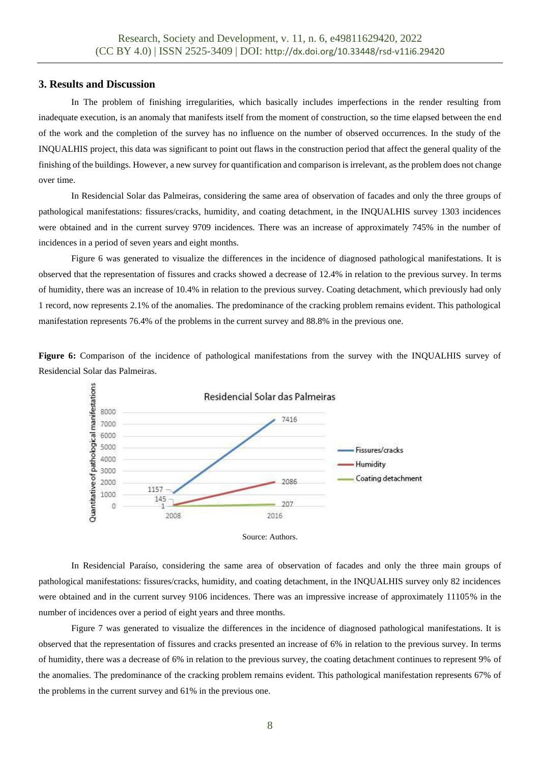## 3. Results and Discussion

In The problem of finishing irregularities, which basically includes imperfections in the render resulting from inadequate execution, is an anomaly that manifests itself from the moment of construction, so the time elapsed between the end of the work and the completion of the survey has no influence on the number of observed occurrences. In the study of the INQUALHIS project, this data was significant to point out flaws in the construction period that affect the general quality of the finishing of the buildings. However, a new survey for quantification and comparison is irrelevant, as the problem does not change over time.

In Residencial Solar das Palmeiras, considering the same area of observation of facades and only the three groups of pathological manifestations: fissures/cracks, humidity, and coating detachment, in the INQUALHIS survey 1303 incidences were obtained and in the current survey 9709 incidences. There was an increase of approximately 745% in the number of incidences in a period of seven years and eight months.

Figure 6 was generated to visualize the differences in the incidence of diagnosed pathological manifestations. It is observed that the representation of fissures and cracks showed a decrease of 12.4% in relation to the previous survey. In terms of humidity, there was an increase of 10.4% in relation to the previous survey. Coating detachment, which previously had only 1 record, now represents 2.1% of the anomalies. The predominance of the cracking problem remains evident. This pathological manifestation represents 76.4% of the problems in the current survey and 88.8% in the previous one.

**Figure 6:** Comparison of the incidence of pathological manifestations from the survey with the INQUALHIS survey of Residencial Solar das Palmeiras.

Source: Authors.

In Residencial Paraíso, considering the same area of observation of facades and only the three main groups of pathological manifestations: fissures/cracks, humidity, and coating detachment, in the INQUALHIS survey only 82 incidences were obtained and in the current survey 9106 incidences. There was an impressive increase of approximately 11105% in the number of incidences over a period of eight years and three months.

Figure 7 was generated to visualize the differences in the incidence of diagnosed pathological manifestations. It is observed that the representation of fissures and cracks presented an increase of 6% in relation to the previous survey. In terms of humidity, there was a decrease of 6% in relation to the previous survey, the coating detachment continues to represent 9% of the anomalies. The predominance of the cracking problem remains evident. This pathological manifestation represents 67% of the problems in the current survey and 61% in the previous one.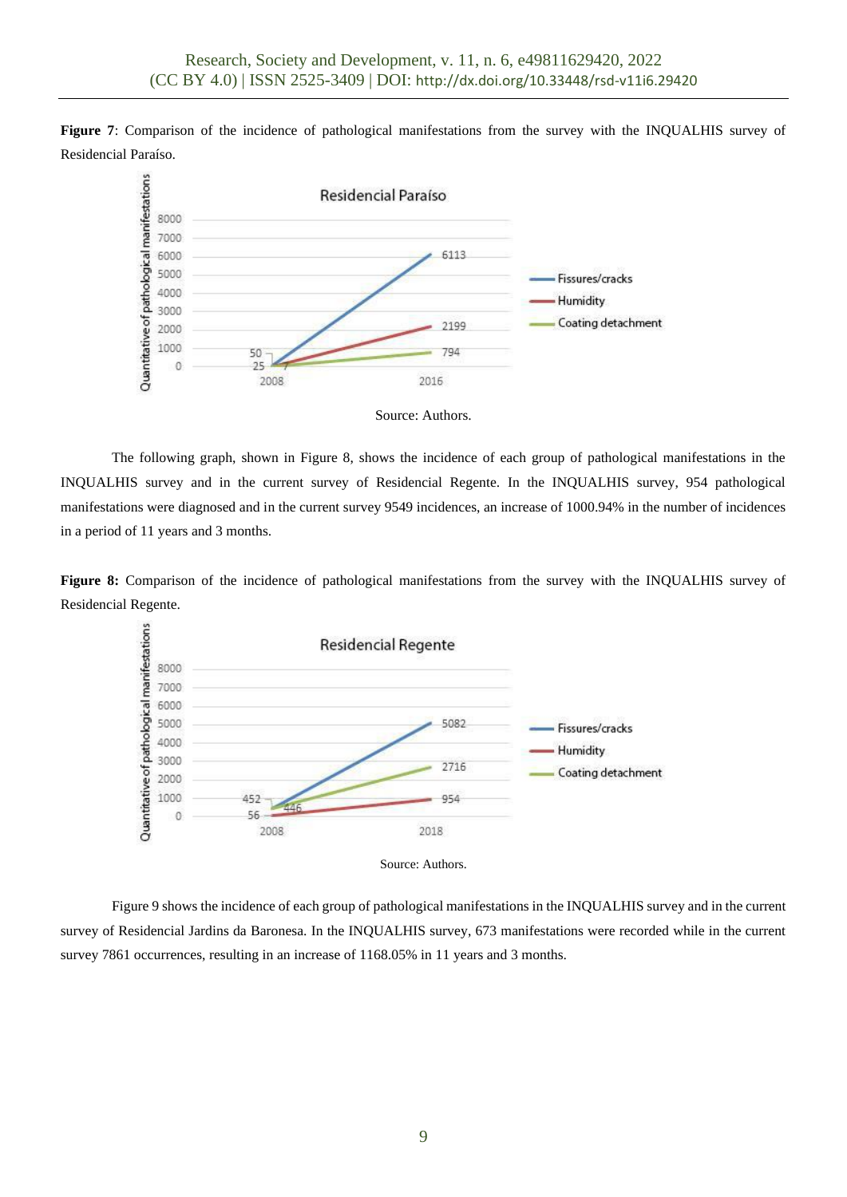**Figure 7**: Comparison of the incidence of pathological manifestations from the survey with the INQUALHIS survey of Residencial Paraíso.

Source: Authors.

The following graph, shown in Figure 8, shows the incidence of each group of pathological manifestations in the INQUALHIS survey and in the current survey of Residencial Regente. In the INQUALHIS survey, 954 pathological manifestations were diagnosed and in the current survey 9549 incidences, an increase of 1000.94% in the number of incidences in a period of 11 years and 3 months.

**Figure 8:** Comparison of the incidence of pathological manifestations from the survey with the INQUALHIS survey of Residencial Regente.

Source: Authors.

Figure 9 shows the incidence of each group of pathological manifestations in the INQUALHIS survey and in the current survey of Residencial Jardins da Baronesa. In the INQUALHIS survey, 673 manifestations were recorded while in the current survey 7861 occurrences, resulting in an increase of 1168.05% in 11 years and 3 months.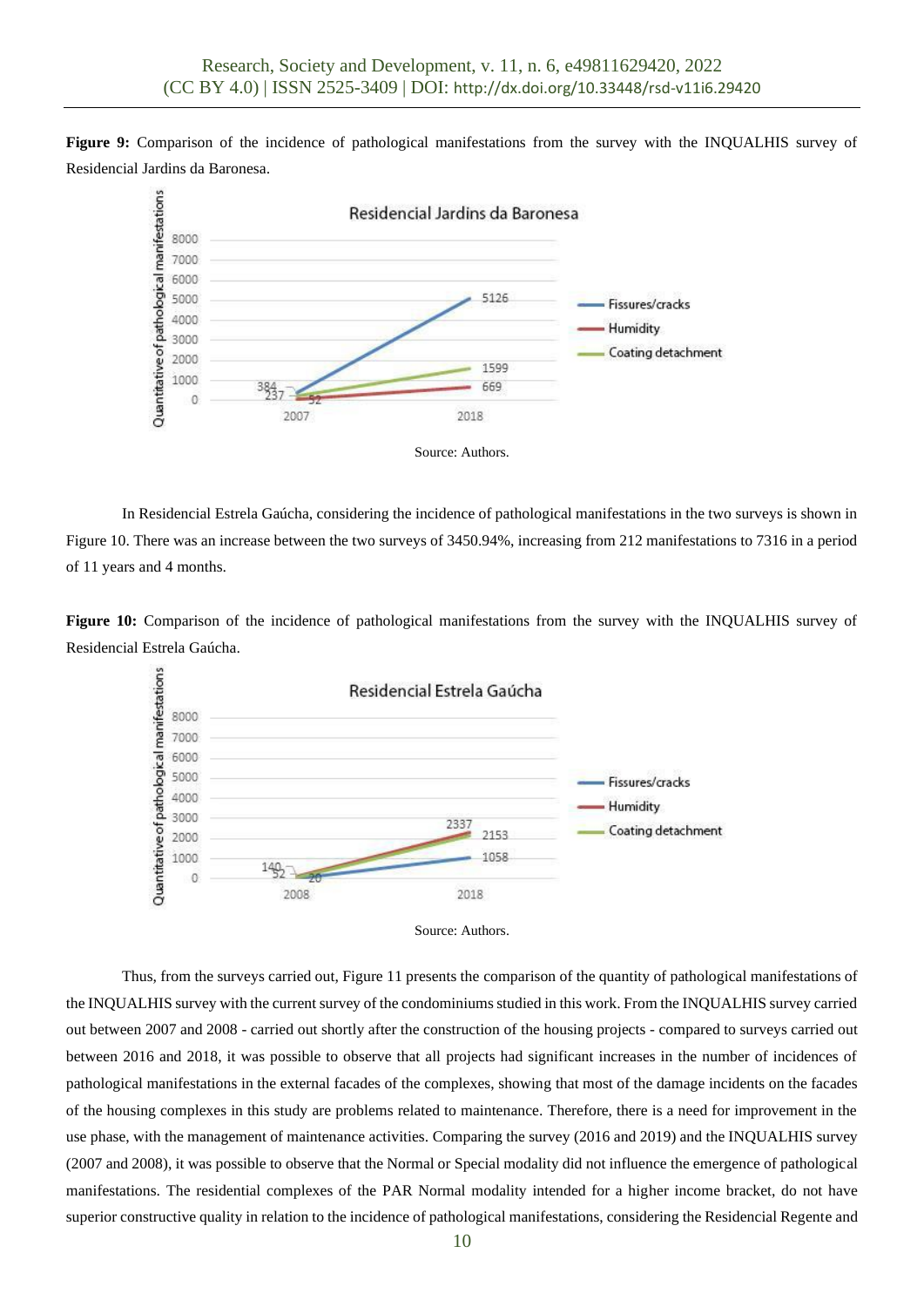**Figure 9:** Comparison of the incidence of pathological manifestations from the survey with the INQUALHIS survey of Residencial Jardins da Baronesa.

Source: Authors.

In Residencial Estrela Gaúcha, considering the incidence of pathological manifestations in the two surveys is shown in Figure 10. There was an increase between the two surveys of 3450.94%, increasing from 212 manifestations to 7316 in a period of 11 years and 4 months.

**Figure 10:** Comparison of the incidence of pathological manifestations from the survey with the INQUALHIS survey of Residencial Estrela Gaúcha.

Source: Authors.

Thus, from the surveys carried out, Figure 11 presents the comparison of the quantity of pathological manifestations of the INQUALHIS survey with the current survey of the condominiums studied in this work. From the INQUALHIS survey carried out between 2007 and 2008 - carried out shortly after the construction of the housing projects - compared to surveys carried out between 2016 and 2018, it was possible to observe that all projects had significant increases in the number of incidences of pathological manifestations in the external facades of the complexes, showing that most of the damage incidents on the facades of the housing complexes in this study are problems related to maintenance. Therefore, there is a need for improvement in the use phase, with the management of maintenance activities. Comparing the survey (2016 and 2019) and the INQUALHIS survey (2007 and 2008), it was possible to observe that the Normal or Special modality did not influence the emergence of pathological manifestations. The residential complexes of the PAR Normal modality intended for a higher income bracket, do not have superior constructive quality in relation to the incidence of pathological manifestations, considering the Residencial Regente and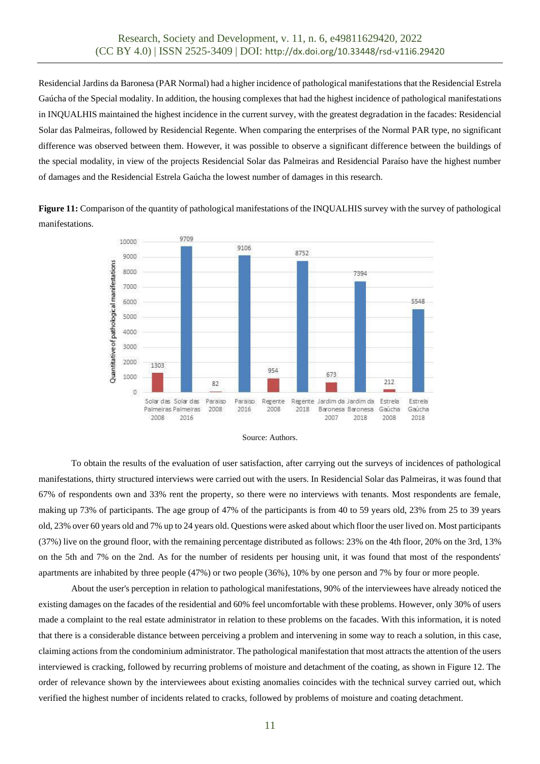Residencial Jardins da Baronesa (PAR Normal) had a higher incidence of pathological manifestations that the Residencial Estrela Gaúcha of the Special modality. In addition, the housing complexes that had the highest incidence of pathological manifestations in INQUALHIS maintained the highest incidence in the current survey, with the greatest degradation in the facades: Residencial Solar das Palmeiras, followed by Residencial Regente. When comparing the enterprises of the Normal PAR type, no significant difference was observed between them. However, it was possible to observe a significant difference between the buildings of the special modality, in view of the projects Residencial Solar das Palmeiras and Residencial Paraíso have the highest number of damages and the Residencial Estrela Gaúcha the lowest number of damages in this research.

**Figure 11:** Comparison of the quantity of pathological manifestations of the INQUALHIS survey with the survey of pathological manifestations.

Source: Authors.

To obtain the results of the evaluation of user satisfaction, after carrying out the surveys of incidences of pathological manifestations, thirty structured interviews were carried out with the users. In Residencial Solar das Palmeiras, it was found that 67% of respondents own and 33% rent the property, so there were no interviews with tenants. Most respondents are female, making up 73% of participants. The age group of 47% of the participants is from 40 to 59 years old, 23% from 25 to 39 years old, 23% over 60 years old and 7% up to 24 years old. Questions were asked about which floor the user lived on. Most participants (37%) live on the ground floor, with the remaining percentage distributed as follows: 23% on the 4th floor, 20% on the 3rd, 13% on the 5th and 7% on the 2nd. As for the number of residents per housing unit, it was found that most of the respondents' apartments are inhabited by three people (47%) or two people (36%), 10% by one person and 7% by four or more people.

About the user's perception in relation to pathological manifestations, 90% of the interviewees have already noticed the existing damages on the facades of the residential and 60% feel uncomfortable with these problems. However, only 30% of users made a complaint to the real estate administrator in relation to these problems on the facades. With this information, it is noted that there is a considerable distance between perceiving a problem and intervening in some way to reach a solution, in this case, claiming actions from the condominium administrator. The pathological manifestation that most attracts the attention of the users interviewed is cracking, followed by recurring problems of moisture and detachment of the coating, as shown in Figure 12. The order of relevance shown by the interviewees about existing anomalies coincides with the technical survey carried out, which verified the highest number of incidents related to cracks, followed by problems of moisture and coating detachment.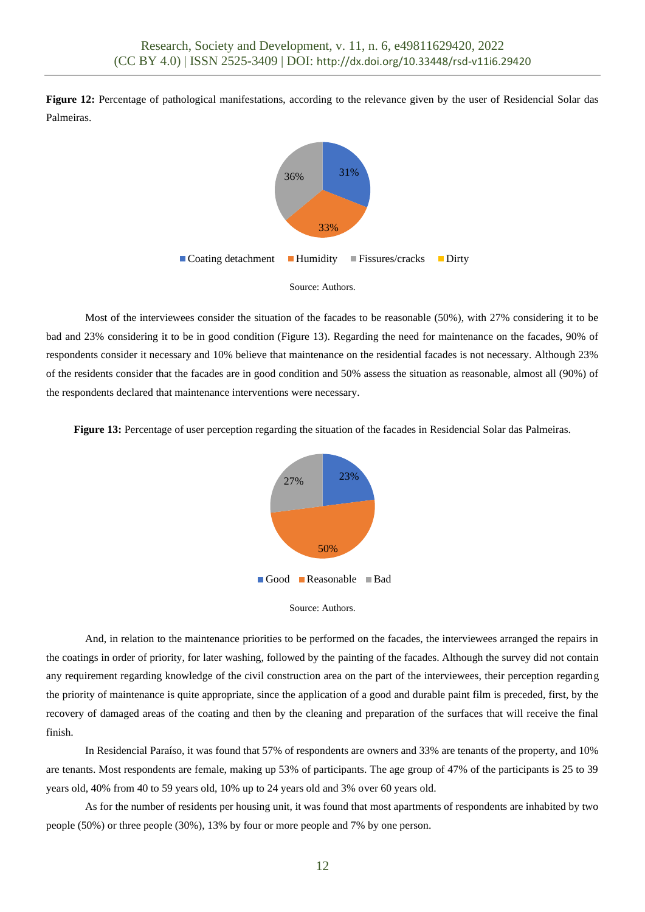**Figure 12:** Percentage of pathological manifestations, according to the relevance given by the user of Residencial Solar das Palmeiras.

Source: Authors.

Most of the interviewees consider the situation of the facades to be reasonable (50%), with 27% considering it to be bad and 23% considering it to be in good condition (Figure 13). Regarding the need for maintenance on the facades, 90% of respondents consider it necessary and 10% believe that maintenance on the residential facades is not necessary. Although 23% of the residents consider that the facades are in good condition and 50% assess the situation as reasonable, almost all (90%) of the respondents declared that maintenance interventions were necessary.

**Figure 13:** Percentage of user perception regarding the situation of the facades in Residencial Solar das Palmeiras.

Source: Authors.

And, in relation to the maintenance priorities to be performed on the facades, the interviewees arranged the repairs in the coatings in order of priority, for later washing, followed by the painting of the facades. Although the survey did not contain any requirement regarding knowledge of the civil construction area on the part of the interviewees, their perception regarding the priority of maintenance is quite appropriate, since the application of a good and durable paint film is preceded, first, by the recovery of damaged areas of the coating and then by the cleaning and preparation of the surfaces that will receive the final finish.

In Residencial Paraíso, it was found that 57% of respondents are owners and 33% are tenants of the property, and 10% are tenants. Most respondents are female, making up 53% of participants. The age group of 47% of the participants is 25 to 39 years old, 40% from 40 to 59 years old, 10% up to 24 years old and 3% over 60 years old.

As for the number of residents per housing unit, it was found that most apartments of respondents are inhabited by two people (50%) or three people (30%), 13% by four or more people and 7% by one person.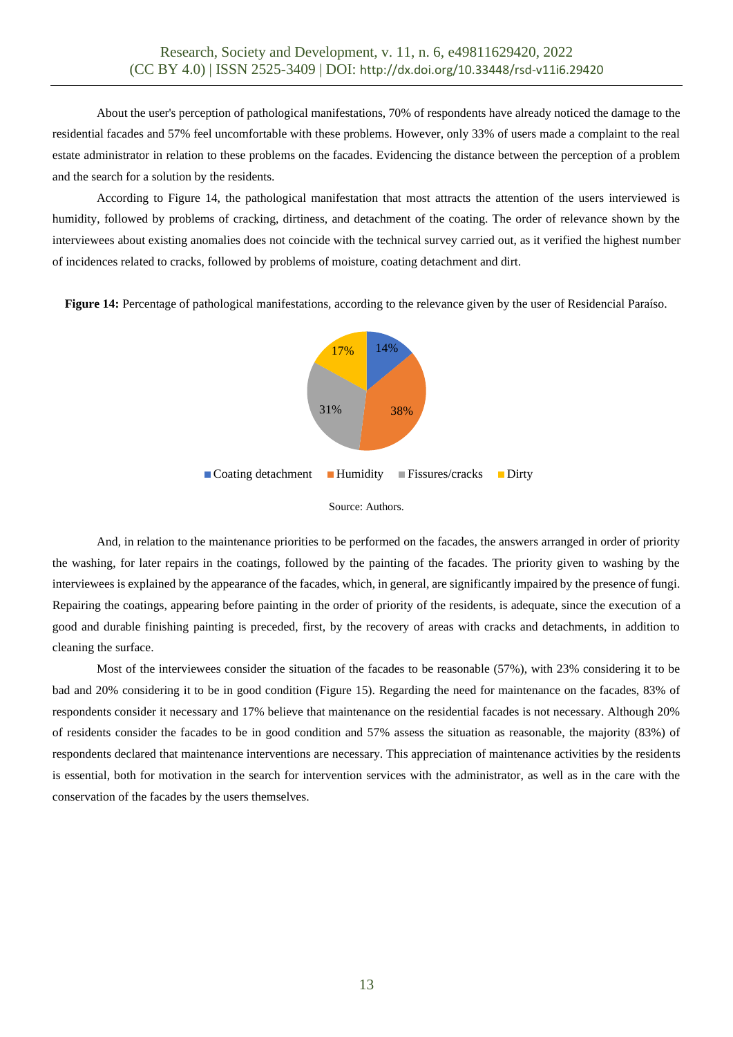About the user's perception of pathological manifestations, 70% of respondents have already noticed the damage to the residential facades and 57% feel uncomfortable with these problems. However, only 33% of users made a complaint to the real estate administrator in relation to these problems on the facades. Evidencing the distance between the perception of a problem and the search for a solution by the residents.

According to Figure 14, the pathological manifestation that most attracts the attention of the users interviewed is humidity, followed by problems of cracking, dirtiness, and detachment of the coating. The order of relevance shown by the interviewees about existing anomalies does not coincide with the technical survey carried out, as it verified the highest number of incidences related to cracks, followed by problems of moisture, coating detachment and dirt.

**Figure 14:** Percentage of pathological manifestations, according to the relevance given by the user of Residencial Paraíso.

| Category | Percentage |
|---|---|
| Coating detachment | 14% |
| Humidity | 38% |
| Fissures/cracks | 31% |
| Dirty | 17% |

Source: Authors.

And, in relation to the maintenance priorities to be performed on the facades, the answers arranged in order of priority the washing, for later repairs in the coatings, followed by the painting of the facades. The priority given to washing by the interviewees is explained by the appearance of the facades, which, in general, are significantly impaired by the presence of fungi. Repairing the coatings, appearing before painting in the order of priority of the residents, is adequate, since the execution of a good and durable finishing painting is preceded, first, by the recovery of areas with cracks and detachments, in addition to cleaning the surface.

Most of the interviewees consider the situation of the facades to be reasonable (57%), with 23% considering it to be bad and 20% considering it to be in good condition (Figure 15). Regarding the need for maintenance on the facades, 83% of respondents consider it necessary and 17% believe that maintenance on the residential facades is not necessary. Although 20% of residents consider the facades to be in good condition and 57% assess the situation as reasonable, the majority (83%) of respondents declared that maintenance interventions are necessary. This appreciation of maintenance activities by the residents is essential, both for motivation in the search for intervention services with the administrator, as well as in the care with the conservation of the facades by the users themselves.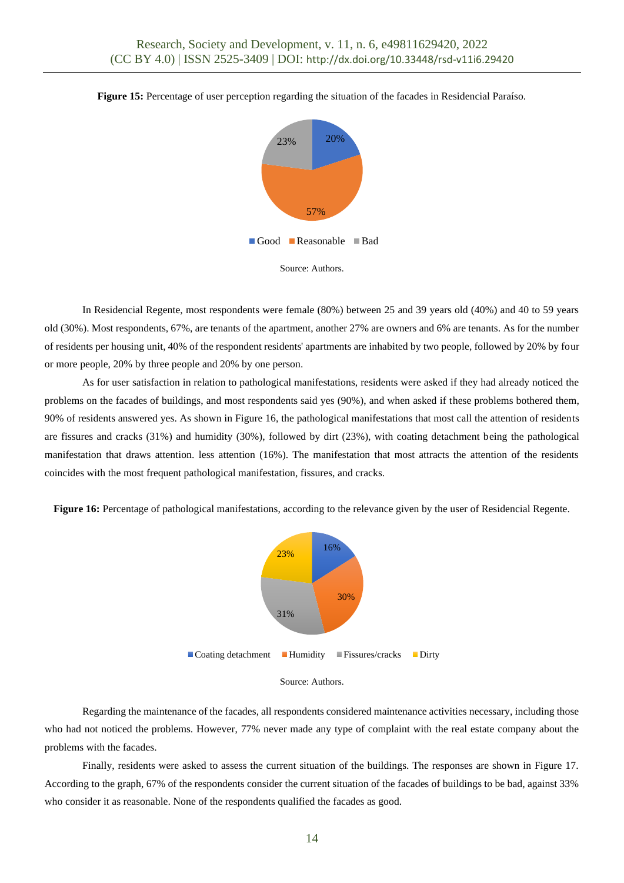**Figure 15:** Percentage of user perception regarding the situation of the facades in Residencial Paraíso.

Source: Authors.

In Residencial Regente, most respondents were female (80%) between 25 and 39 years old (40%) and 40 to 59 years old (30%). Most respondents, 67%, are tenants of the apartment, another 27% are owners and 6% are tenants. As for the number of residents per housing unit, 40% of the respondent residents' apartments are inhabited by two people, followed by 20% by four or more people, 20% by three people and 20% by one person.

As for user satisfaction in relation to pathological manifestations, residents were asked if they had already noticed the problems on the facades of buildings, and most respondents said yes (90%), and when asked if these problems bothered them, 90% of residents answered yes. As shown in Figure 16, the pathological manifestations that most call the attention of residents are fissures and cracks (31%) and humidity (30%), followed by dirt (23%), with coating detachment being the pathological manifestation that draws attention. less attention (16%). The manifestation that most attracts the attention of the residents coincides with the most frequent pathological manifestation, fissures, and cracks.

**Figure 16:** Percentage of pathological manifestations, according to the relevance given by the user of Residencial Regente.

Source: Authors.

Regarding the maintenance of the facades, all respondents considered maintenance activities necessary, including those who had not noticed the problems. However, 77% never made any type of complaint with the real estate company about the problems with the facades.

Finally, residents were asked to assess the current situation of the buildings. The responses are shown in Figure 17. According to the graph, 67% of the respondents consider the current situation of the facades of buildings to be bad, against 33% who consider it as reasonable. None of the respondents qualified the facades as good.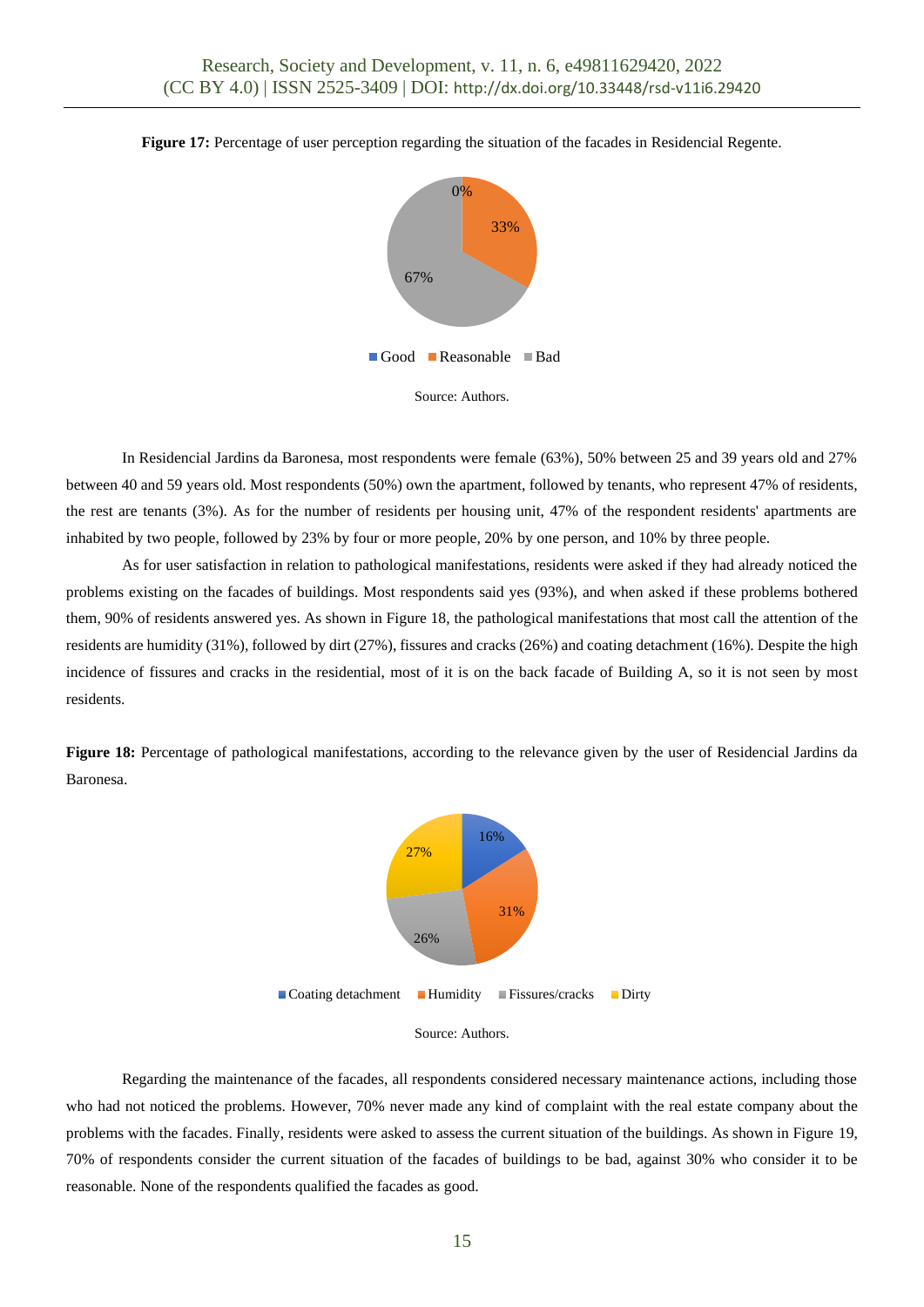**Figure 17:** Percentage of user perception regarding the situation of the facades in Residencial Regente.

Source: Authors.

In Residencial Jardins da Baronesa, most respondents were female (63%), 50% between 25 and 39 years old and 27% between 40 and 59 years old. Most respondents (50%) own the apartment, followed by tenants, who represent 47% of residents, the rest are tenants (3%). As for the number of residents per housing unit, 47% of the respondent residents' apartments are inhabited by two people, followed by 23% by four or more people, 20% by one person, and 10% by three people.

As for user satisfaction in relation to pathological manifestations, residents were asked if they had already noticed the problems existing on the facades of buildings. Most respondents said yes (93%), and when asked if these problems bothered them, 90% of residents answered yes. As shown in Figure 18, the pathological manifestations that most call the attention of the residents are humidity (31%), followed by dirt (27%), fissures and cracks (26%) and coating detachment (16%). Despite the high incidence of fissures and cracks in the residential, most of it is on the back facade of Building A, so it is not seen by most residents.

**Figure 18:** Percentage of pathological manifestations, according to the relevance given by the user of Residencial Jardins da Baronesa.

Source: Authors.

Regarding the maintenance of the facades, all respondents considered necessary maintenance actions, including those who had not noticed the problems. However, 70% never made any kind of complaint with the real estate company about the problems with the facades. Finally, residents were asked to assess the current situation of the buildings. As shown in Figure 19, 70% of respondents consider the current situation of the facades of buildings to be bad, against 30% who consider it to be reasonable. None of the respondents qualified the facades as good.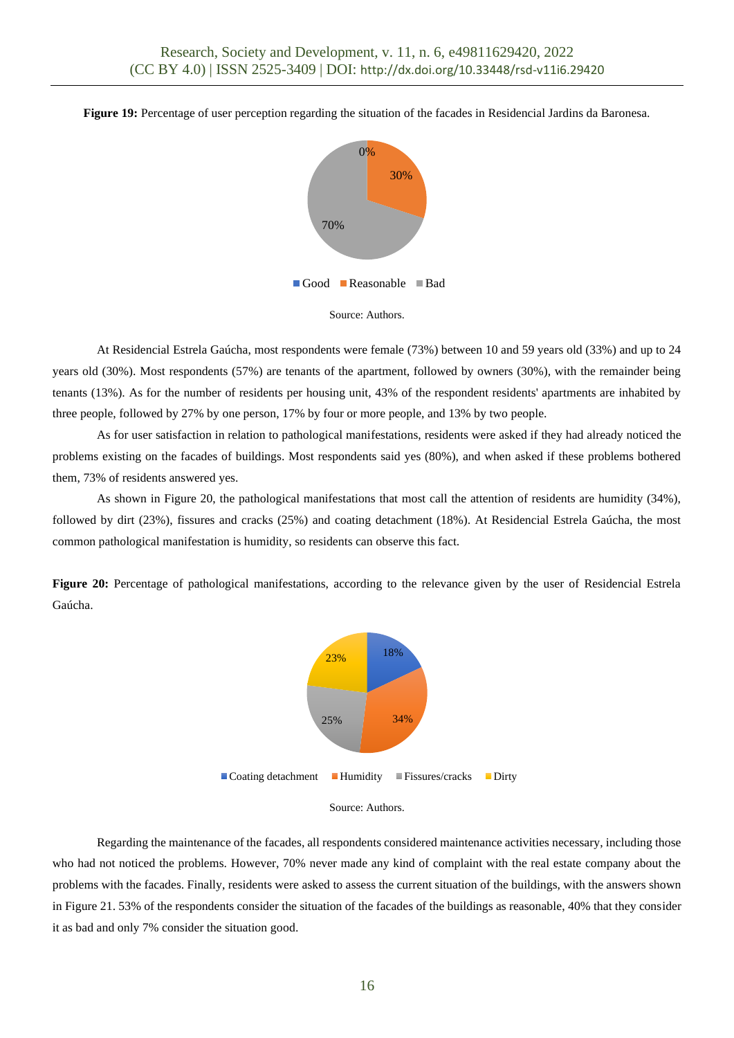**Figure 19:** Percentage of user perception regarding the situation of the facades in Residencial Jardins da Baronesa.

Source: Authors.

At Residencial Estrela Gaúcha, most respondents were female (73%) between 10 and 59 years old (33%) and up to 24 years old (30%). Most respondents (57%) are tenants of the apartment, followed by owners (30%), with the remainder being tenants (13%). As for the number of residents per housing unit, 43% of the respondent residents' apartments are inhabited by three people, followed by 27% by one person, 17% by four or more people, and 13% by two people.

As for user satisfaction in relation to pathological manifestations, residents were asked if they had already noticed the problems existing on the facades of buildings. Most respondents said yes (80%), and when asked if these problems bothered them, 73% of residents answered yes.

As shown in Figure 20, the pathological manifestations that most call the attention of residents are humidity (34%), followed by dirt (23%), fissures and cracks (25%) and coating detachment (18%). At Residencial Estrela Gaúcha, the most common pathological manifestation is humidity, so residents can observe this fact.

**Figure 20:** Percentage of pathological manifestations, according to the relevance given by the user of Residencial Estrela Gaúcha.

Source: Authors.

Regarding the maintenance of the facades, all respondents considered maintenance activities necessary, including those who had not noticed the problems. However, 70% never made any kind of complaint with the real estate company about the problems with the facades. Finally, residents were asked to assess the current situation of the buildings, with the answers shown in Figure 21. 53% of the respondents consider the situation of the facades of the buildings as reasonable, 40% that they consider it as bad and only 7% consider the situation good.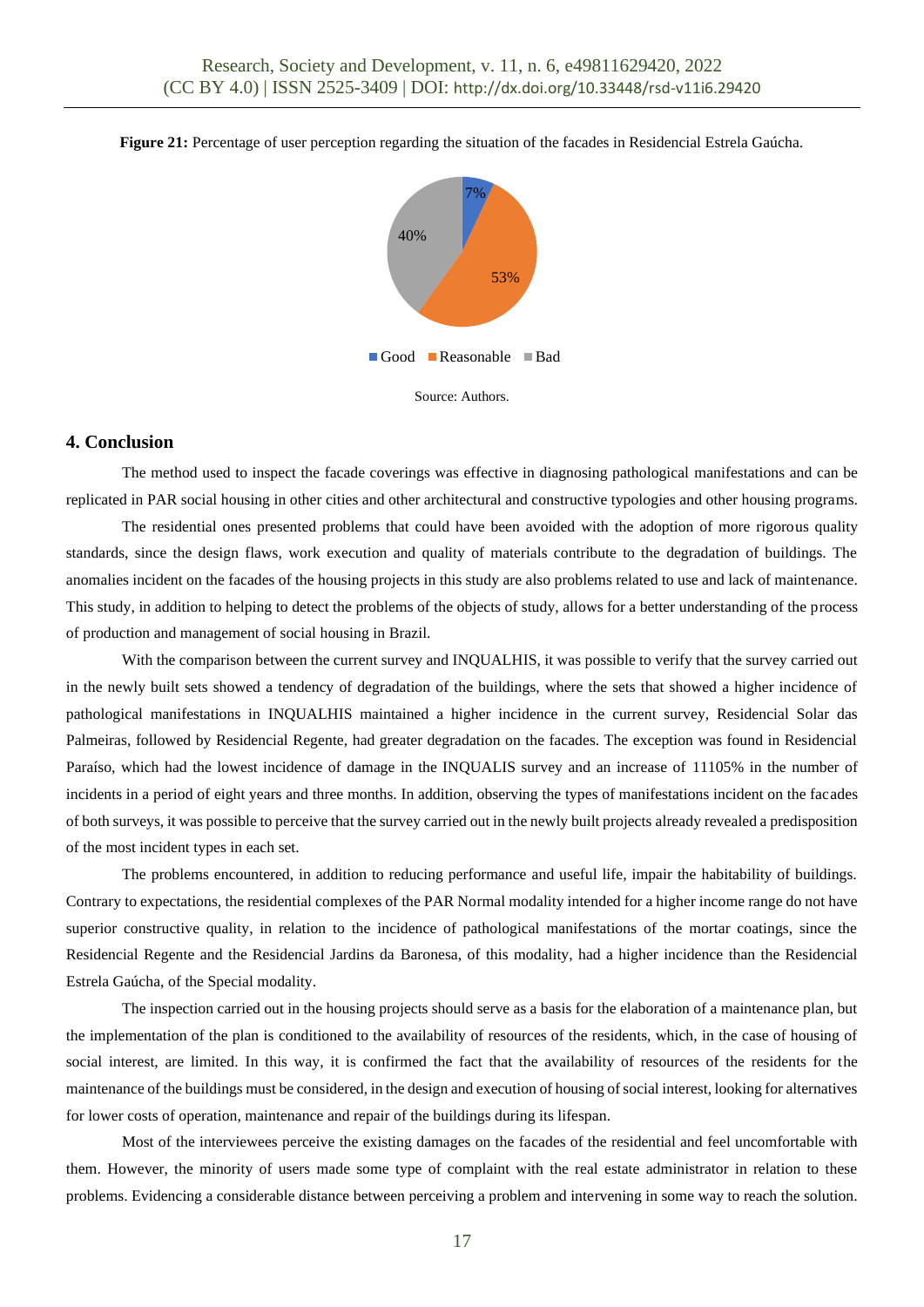**Figure 21:** Percentage of user perception regarding the situation of the facades in Residencial Estrela Gaúcha.

Source: Authors.

## 4. Conclusion

The method used to inspect the facade coverings was effective in diagnosing pathological manifestations and can be replicated in PAR social housing in other cities and other architectural and constructive typologies and other housing programs.

The residential ones presented problems that could have been avoided with the adoption of more rigorous quality standards, since the design flaws, work execution and quality of materials contribute to the degradation of buildings. The anomalies incident on the facades of the housing projects in this study are also problems related to use and lack of maintenance. This study, in addition to helping to detect the problems of the objects of study, allows for a better understanding of the process of production and management of social housing in Brazil.

With the comparison between the current survey and INQUALHIS, it was possible to verify that the survey carried out in the newly built sets showed a tendency of degradation of the buildings, where the sets that showed a higher incidence of pathological manifestations in INQUALHIS maintained a higher incidence in the current survey, Residencial Solar das Palmeiras, followed by Residencial Regente, had greater degradation on the facades. The exception was found in Residencial Paraíso, which had the lowest incidence of damage in the INQUALIS survey and an increase of 11105% in the number of incidents in a period of eight years and three months. In addition, observing the types of manifestations incident on the facades of both surveys, it was possible to perceive that the survey carried out in the newly built projects already revealed a predisposition of the most incident types in each set.

The problems encountered, in addition to reducing performance and useful life, impair the habitability of buildings. Contrary to expectations, the residential complexes of the PAR Normal modality intended for a higher income range do not have superior constructive quality, in relation to the incidence of pathological manifestations of the mortar coatings, since the Residencial Regente and the Residencial Jardins da Baronesa, of this modality, had a higher incidence than the Residencial Estrela Gaúcha, of the Special modality.

The inspection carried out in the housing projects should serve as a basis for the elaboration of a maintenance plan, but the implementation of the plan is conditioned to the availability of resources of the residents, which, in the case of housing of social interest, are limited. In this way, it is confirmed the fact that the availability of resources of the residents for the maintenance of the buildings must be considered, in the design and execution of housing of social interest, looking for alternatives for lower costs of operation, maintenance and repair of the buildings during its lifespan.

Most of the interviewees perceive the existing damages on the facades of the residential and feel uncomfortable with them. However, the minority of users made some type of complaint with the real estate administrator in relation to these problems. Evidencing a considerable distance between perceiving a problem and intervening in some way to reach the solution.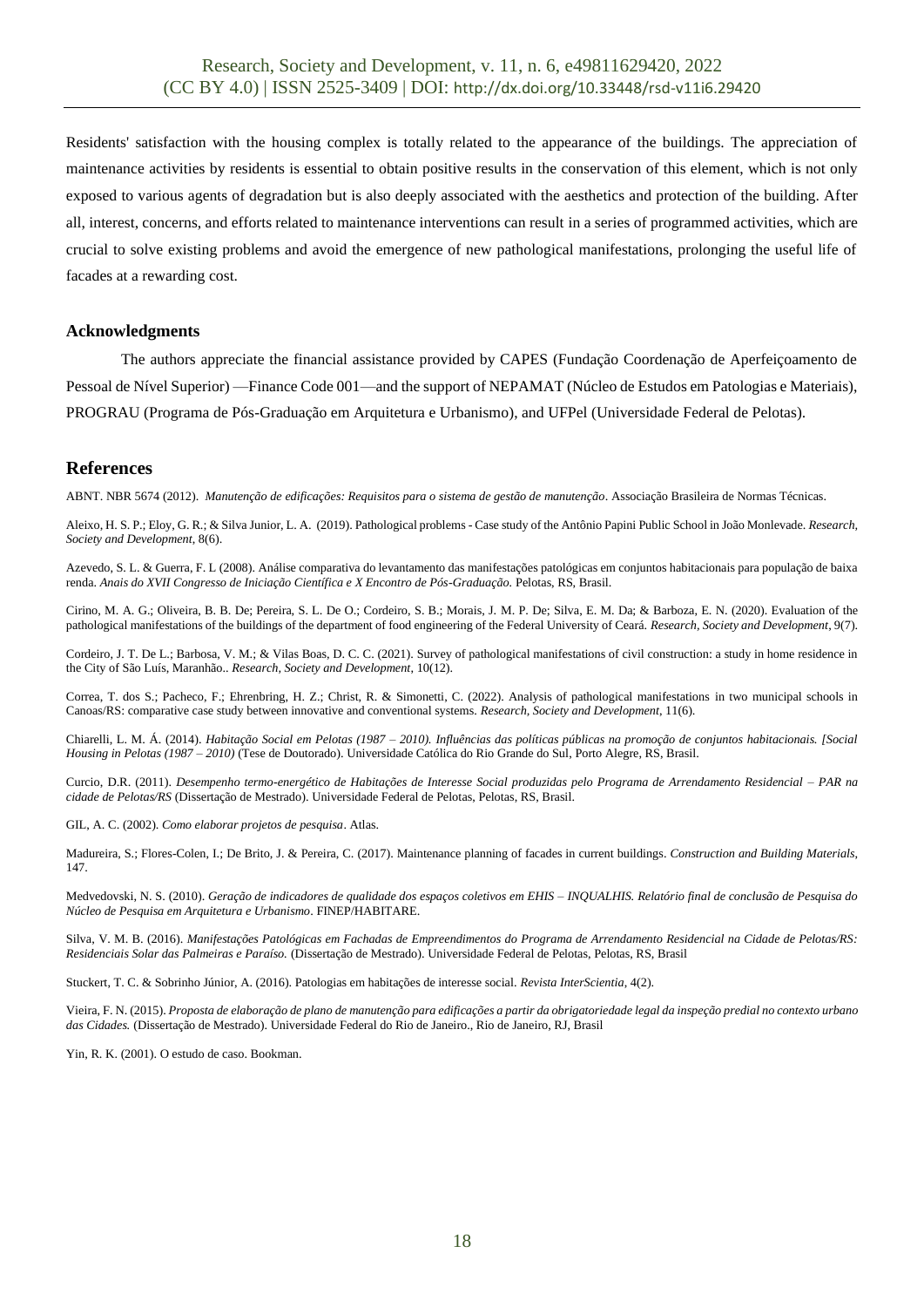Residents' satisfaction with the housing complex is totally related to the appearance of the buildings. The appreciation of maintenance activities by residents is essential to obtain positive results in the conservation of this element, which is not only exposed to various agents of degradation but is also deeply associated with the aesthetics and protection of the building. After all, interest, concerns, and efforts related to maintenance interventions can result in a series of programmed activities, which are crucial to solve existing problems and avoid the emergence of new pathological manifestations, prolonging the useful life of facades at a rewarding cost.

### Acknowledgments

The authors appreciate the financial assistance provided by CAPES (Fundação Coordenação de Aperfeiçoamento de Pessoal de Nível Superior) —Finance Code 001—and the support of NEPAMAT (Núcleo de Estudos em Patologias e Materiais), PROGRAU (Programa de Pós-Graduação em Arquitetura e Urbanismo), and UFPel (Universidade Federal de Pelotas).

## References

ABNT. NBR 5674 (2012). *Manutenção de edificações: Requisitos para o sistema de gestão de manutenção*. Associação Brasileira de Normas Técnicas.

Aleixo, H. S. P.; Eloy, G. R.; & Silva Junior, L. A. (2019). Pathological problems - Case study of the Antônio Papini Public School in João Monlevade. *Research, Society and Development*, 8(6).

Azevedo, S. L. & Guerra, F. L (2008). Análise comparativa do levantamento das manifestações patológicas em conjuntos habitacionais para população de baixa renda. *Anais do XVII Congresso de Iniciação Científica e X Encontro de Pós-Graduação.* Pelotas, RS, Brasil.

Cirino, M. A. G.; Oliveira, B. B. De; Pereira, S. L. De O.; Cordeiro, S. B.; Morais, J. M. P. De; Silva, E. M. Da; & Barboza, E. N. (2020). Evaluation of the pathological manifestations of the buildings of the department of food engineering of the Federal University of Ceará. *Research, Society and Development*, 9(7).

Cordeiro, J. T. De L.; Barbosa, V. M.; & Vilas Boas, D. C. C. (2021). Survey of pathological manifestations of civil construction: a study in home residence in the City of São Luís, Maranhão.. *Research, Society and Development*, 10(12).

Correa, T. dos S.; Pacheco, F.; Ehrenbring, H. Z.; Christ, R. & Simonetti, C. (2022). Analysis of pathological manifestations in two municipal schools in Canoas/RS: comparative case study between innovative and conventional systems. *Research, Society and Development*, 11(6).

Chiarelli, L. M. Á. (2014). *Habitação Social em Pelotas (1987 – 2010). Influências das políticas públicas na promoção de conjuntos habitacionais. [Social Housing in Pelotas (1987 – 2010)* (Tese de Doutorado). Universidade Católica do Rio Grande do Sul, Porto Alegre, RS, Brasil.

Curcio, D.R. (2011). *Desempenho termo-energético de Habitações de Interesse Social produzidas pelo Programa de Arrendamento Residencial – PAR na cidade de Pelotas/RS* (Dissertação de Mestrado). Universidade Federal de Pelotas, Pelotas, RS, Brasil.

GIL, A. C. (2002). *Como elaborar projetos de pesquisa*. Atlas.

Madureira, S.; Flores-Colen, I.; De Brito, J. & Pereira, C. (2017). Maintenance planning of facades in current buildings. *Construction and Building Materials*, 147.

Medvedovski, N. S. (2010). *Geração de indicadores de qualidade dos espaços coletivos em EHIS – INQUALHIS. Relatório final de conclusão de Pesquisa do Núcleo de Pesquisa em Arquitetura e Urbanismo*. FINEP/HABITARE.

Silva, V. M. B. (2016). *Manifestações Patológicas em Fachadas de Empreendimentos do Programa de Arrendamento Residencial na Cidade de Pelotas/RS: Residenciais Solar das Palmeiras e Paraíso.* (Dissertação de Mestrado). Universidade Federal de Pelotas, Pelotas, RS, Brasil

Stuckert, T. C. & Sobrinho Júnior, A. (2016). Patologias em habitações de interesse social. *Revista InterScientia*, 4(2).

Vieira, F. N. (2015). *Proposta de elaboração de plano de manutenção para edificações a partir da obrigatoriedade legal da inspeção predial no contexto urbano das Cidades.* (Dissertação de Mestrado). Universidade Federal do Rio de Janeiro., Rio de Janeiro, RJ, Brasil

Yin, R. K. (2001). O estudo de caso. Bookman.